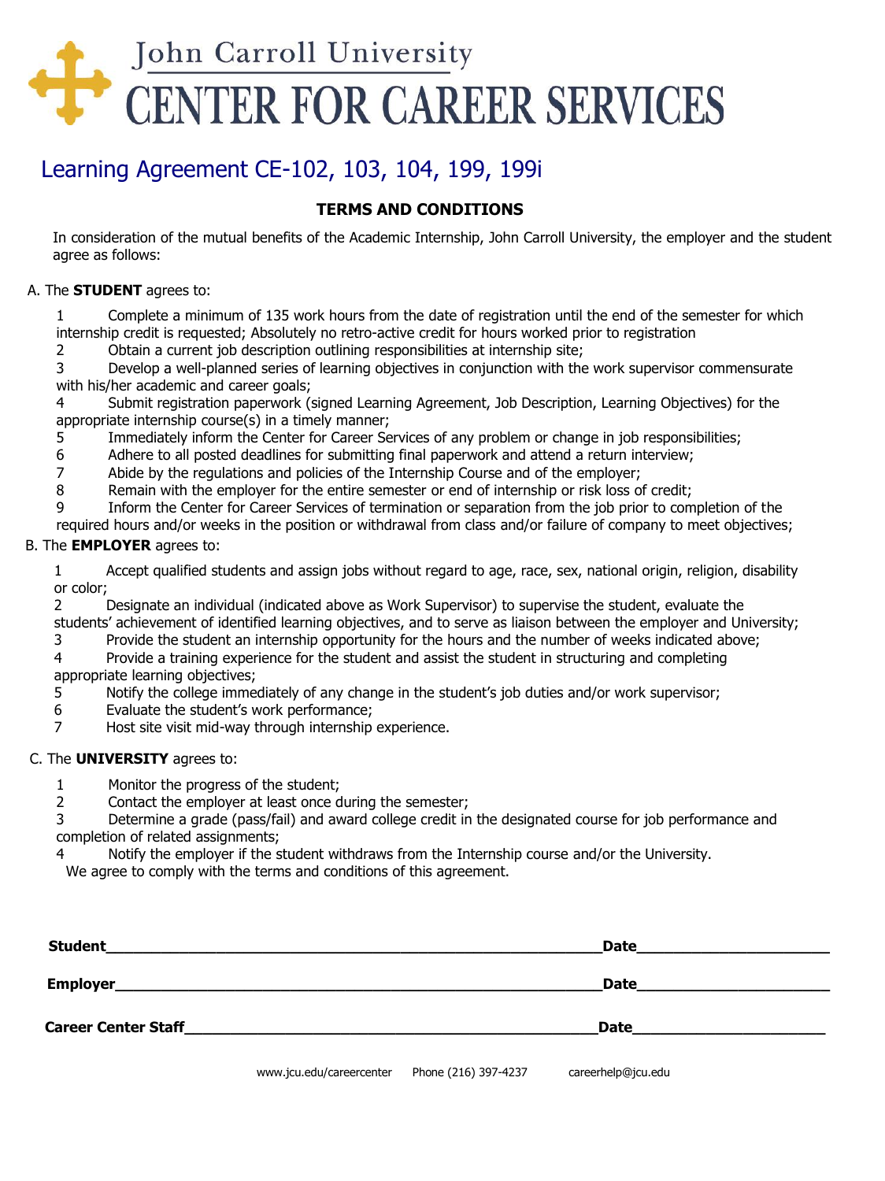# John Carroll University
# CENTER FOR CAREER SERVICES

## Learning Agreement CE-102, 103, 104, 199, 199i

### TERMS AND CONDITIONS

In consideration of the mutual benefits of the Academic Internship, John Carroll University, the employer and the student agree as follows:

A. The **STUDENT** agrees to:

1. Complete a minimum of 135 work hours from the date of registration until the end of the semester for which internship credit is requested; Absolutely no retro-active credit for hours worked prior to registration
2. Obtain a current job description outlining responsibilities at internship site;
3. Develop a well-planned series of learning objectives in conjunction with the work supervisor commensurate with his/her academic and career goals;
4. Submit registration paperwork (signed Learning Agreement, Job Description, Learning Objectives) for the appropriate internship course(s) in a timely manner;
5. Immediately inform the Center for Career Services of any problem or change in job responsibilities;
6. Adhere to all posted deadlines for submitting final paperwork and attend a return interview;
7. Abide by the regulations and policies of the Internship Course and of the employer;
8. Remain with the employer for the entire semester or end of internship or risk loss of credit;
9. Inform the Center for Career Services of termination or separation from the job prior to completion of the required hours and/or weeks in the position or withdrawal from class and/or failure of company to meet objectives;

B. The **EMPLOYER** agrees to:

1. Accept qualified students and assign jobs without regard to age, race, sex, national origin, religion, disability or color;
2. Designate an individual (indicated above as Work Supervisor) to supervise the student, evaluate the students' achievement of identified learning objectives, and to serve as liaison between the employer and University;
3. Provide the student an internship opportunity for the hours and the number of weeks indicated above;
4. Provide a training experience for the student and assist the student in structuring and completing appropriate learning objectives;
5. Notify the college immediately of any change in the student's job duties and/or work supervisor;
6. Evaluate the student's work performance;
7. Host site visit mid-way through internship experience.

C. The **UNIVERSITY** agrees to:

1. Monitor the progress of the student;
2. Contact the employer at least once during the semester;
3. Determine a grade (pass/fail) and award college credit in the designated course for job performance and completion of related assignments;
4. Notify the employer if the student withdraws from the Internship course and/or the University.

We agree to comply with the terms and conditions of this agreement.

**Student**\_\_\_\_\_\_\_\_\_\_\_\_\_\_\_\_\_\_\_\_\_\_\_\_\_\_\_\_\_\_\_\_\_\_\_\_\_\_\_\_\_\_\_\_\_\_\_\_\_\_\_\_\_\_\_\_\_\_**Date**\_\_\_\_\_\_\_\_\_\_\_\_\_\_\_\_\_\_\_\_\_\_

**Employer**\_\_\_\_\_\_\_\_\_\_\_\_\_\_\_\_\_\_\_\_\_\_\_\_\_\_\_\_\_\_\_\_\_\_\_\_\_\_\_\_\_\_\_\_\_\_\_\_\_\_\_\_\_\_\_\_**Date**\_\_\_\_\_\_\_\_\_\_\_\_\_\_\_\_\_\_\_\_\_\_

**Career Center Staff**\_\_\_\_\_\_\_\_\_\_\_\_\_\_\_\_\_\_\_\_\_\_\_\_\_\_\_\_\_\_\_\_\_\_\_\_\_\_\_\_\_\_\_\_\_\_**Date**\_\_\_\_\_\_\_\_\_\_\_\_\_\_\_\_\_\_\_\_\_\_

www.jcu.edu/careercenter    Phone (216) 397-4237    careerhelp@jcu.edu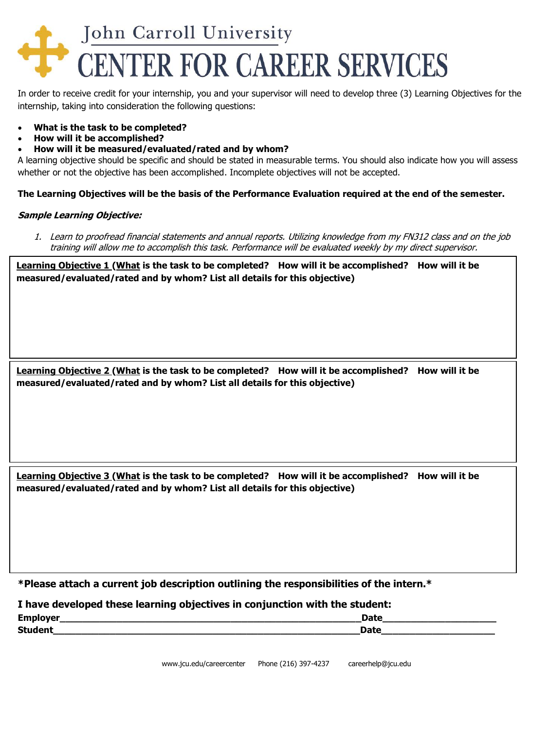# John Carroll University
# CENTER FOR CAREER SERVICES

In order to receive credit for your internship, you and your supervisor will need to develop three (3) Learning Objectives for the internship, taking into consideration the following questions:

- **What is the task to be completed?**
- **How will it be accomplished?**
- **How will it be measured/evaluated/rated and by whom?**

A learning objective should be specific and should be stated in measurable terms. You should also indicate how you will assess whether or not the objective has been accomplished. Incomplete objectives will not be accepted.

**The Learning Objectives will be the basis of the Performance Evaluation required at the end of the semester.**

***Sample Learning Objective:***

1. *Learn to proofread financial statements and annual reports. Utilizing knowledge from my FN312 class and on the job training will allow me to accomplish this task. Performance will be evaluated weekly by my direct supervisor.*

**Learning Objective 1 (What is the task to be completed? How will it be accomplished? How will it be measured/evaluated/rated and by whom? List all details for this objective)**

**Learning Objective 2 (What is the task to be completed? How will it be accomplished? How will it be measured/evaluated/rated and by whom? List all details for this objective)**

**Learning Objective 3 (What is the task to be completed? How will it be accomplished? How will it be measured/evaluated/rated and by whom? List all details for this objective)**

**\*Please attach a current job description outlining the responsibilities of the intern.\***

**I have developed these learning objectives in conjunction with the student:**

**Employer**\_\_\_\_\_\_\_\_\_\_\_\_\_\_\_\_\_\_\_\_\_\_\_\_\_\_\_\_\_\_\_\_\_\_\_\_\_\_\_\_\_\_\_\_\_\_\_\_\_\_\_\_\_\_**Date**\_\_\_\_\_\_\_\_\_\_\_\_\_\_\_\_\_\_\_\_\_

**Student**\_\_\_\_\_\_\_\_\_\_\_\_\_\_\_\_\_\_\_\_\_\_\_\_\_\_\_\_\_\_\_\_\_\_\_\_\_\_\_\_\_\_\_\_\_\_\_\_\_\_\_\_\_\_\_\_**Date**\_\_\_\_\_\_\_\_\_\_\_\_\_\_\_\_\_\_\_\_\_

www.jcu.edu/careercenter Phone (216) 397-4237 careerhelp@jcu.edu